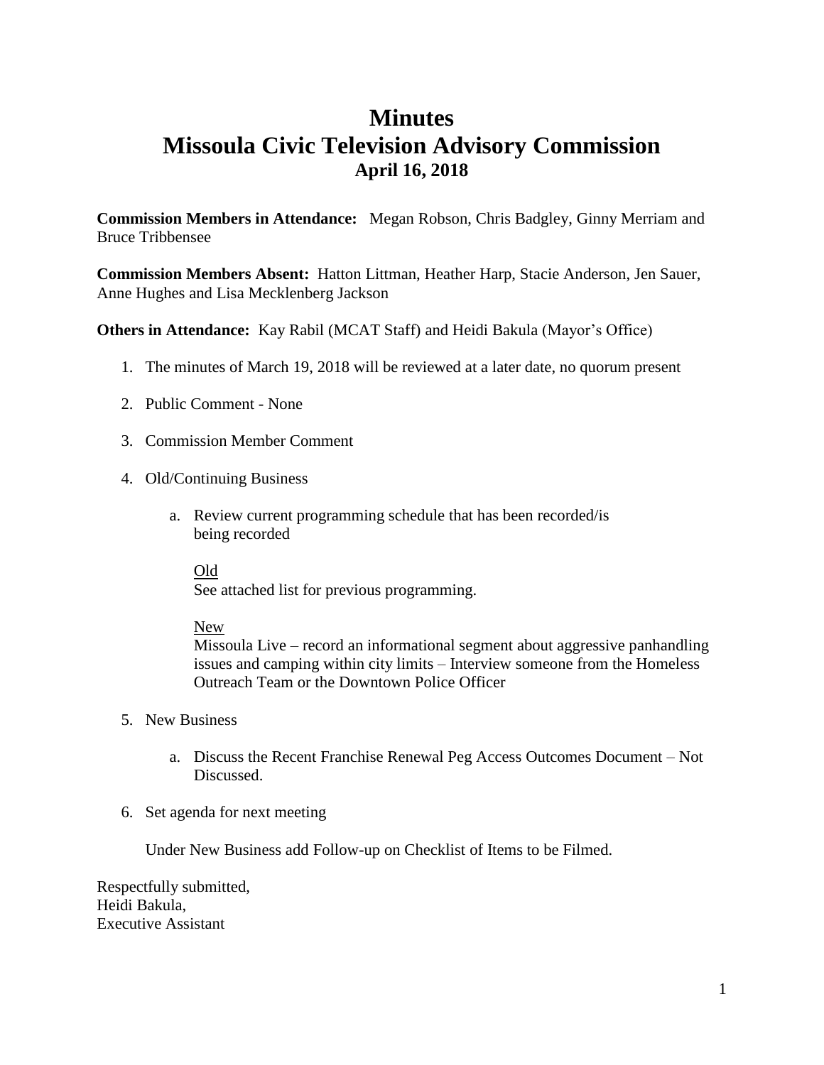# Minutes
# Missoula Civic Television Advisory Commission
### April 16, 2018

**Commission Members in Attendance:** Megan Robson, Chris Badgley, Ginny Merriam and Bruce Tribbensee

**Commission Members Absent:** Hatton Littman, Heather Harp, Stacie Anderson, Jen Sauer, Anne Hughes and Lisa Mecklenberg Jackson

**Others in Attendance:** Kay Rabil (MCAT Staff) and Heidi Bakula (Mayor's Office)

1. The minutes of March 19, 2018 will be reviewed at a later date, no quorum present

2. Public Comment - None

3. Commission Member Comment

4. Old/Continuing Business

   a. Review current programming schedule that has been recorded/is being recorded

      <u>Old</u>
      See attached list for previous programming.

      <u>New</u>
      Missoula Live – record an informational segment about aggressive panhandling issues and camping within city limits – Interview someone from the Homeless Outreach Team or the Downtown Police Officer

5. New Business

   a. Discuss the Recent Franchise Renewal Peg Access Outcomes Document – Not Discussed.

6. Set agenda for next meeting

   Under New Business add Follow-up on Checklist of Items to be Filmed.

Respectfully submitted,
Heidi Bakula,
Executive Assistant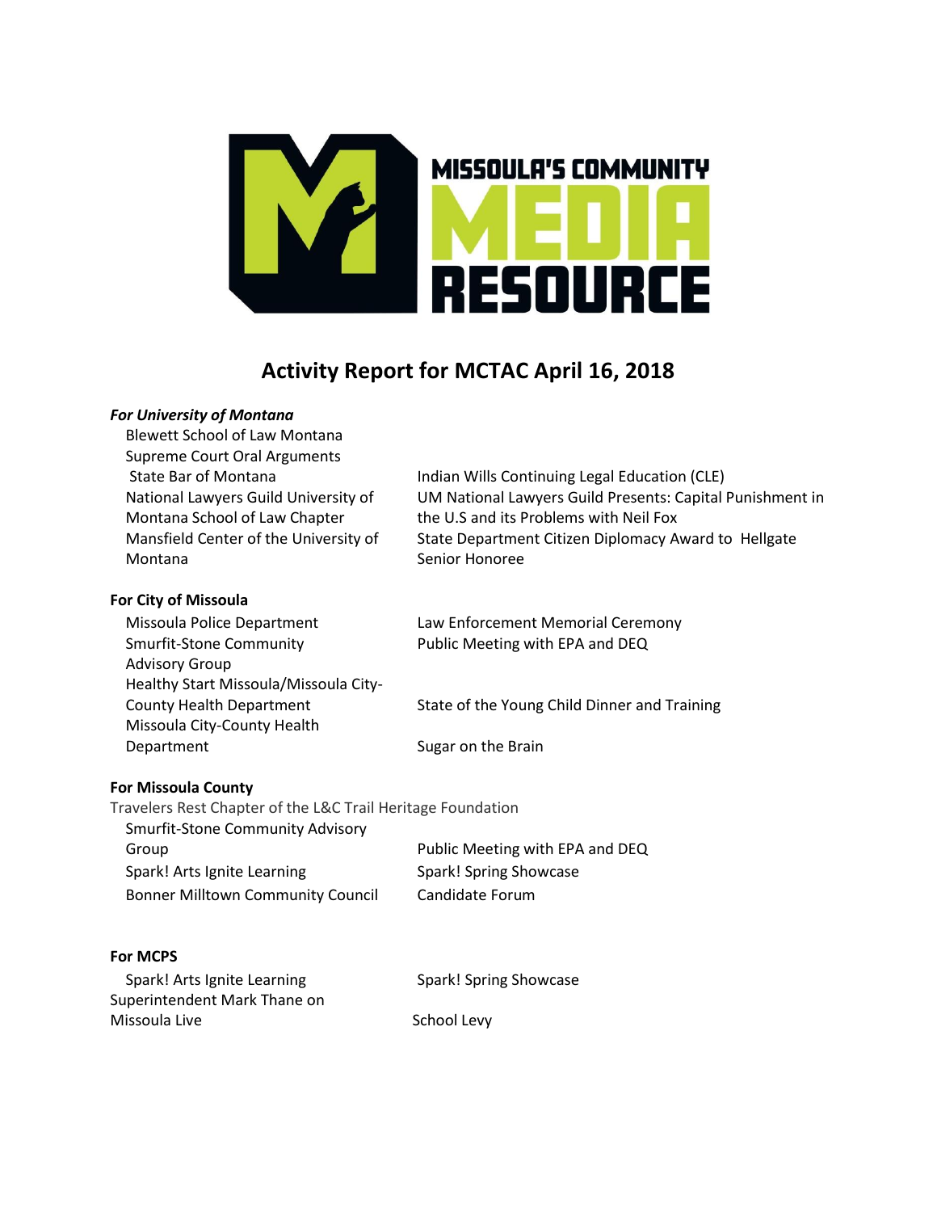MISSOULA'S COMMUNITY MEDIA RESOURCE

# Activity Report for MCTAC April 16, 2018

***For University of Montana***

| | |
|---|---|
| Blewett School of Law Montana | Supreme Court Oral Arguments |
| State Bar of Montana | Indian Wills Continuing Legal Education (CLE) |
| National Lawyers Guild University of Montana School of Law Chapter | UM National Lawyers Guild Presents: Capital Punishment in the U.S and its Problems with Neil Fox |
| Mansfield Center of the University of Montana | State Department Citizen Diplomacy Award to Hellgate Senior Honoree |

**For City of Missoula**

| | |
|---|---|
| Missoula Police Department | Law Enforcement Memorial Ceremony |
| Smurfit-Stone Community Advisory Group | Public Meeting with EPA and DEQ |
| Healthy Start Missoula/Missoula City-County Health Department | State of the Young Child Dinner and Training |
| Missoula City-County Health Department | Sugar on the Brain |

**For Missoula County**

Travelers Rest Chapter of the L&C Trail Heritage Foundation

| | |
|---|---|
| Smurfit-Stone Community Advisory Group | Public Meeting with EPA and DEQ |
| Spark! Arts Ignite Learning | Spark! Spring Showcase |
| Bonner Milltown Community Council | Candidate Forum |

**For MCPS**

| | |
|---|---|
| Spark! Arts Ignite Learning | Spark! Spring Showcase |
| Superintendent Mark Thane on Missoula Live | School Levy |